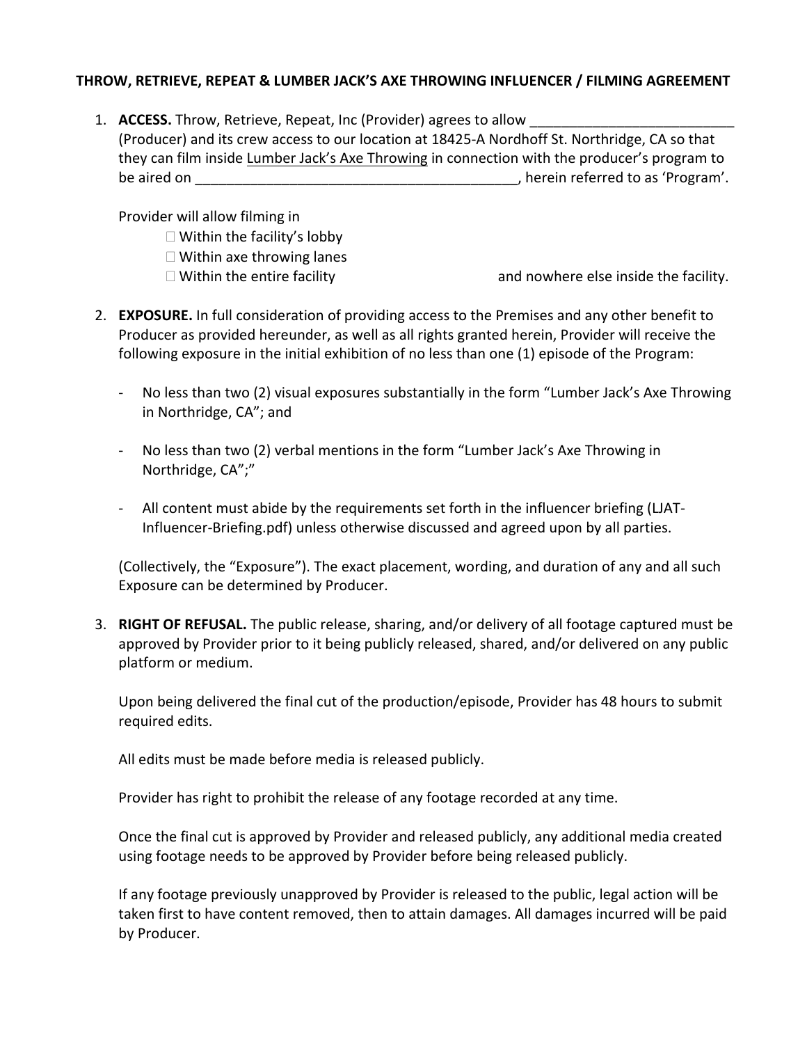**THROW, RETRIEVE, REPEAT & LUMBER JACK'S AXE THROWING INFLUENCER / FILMING AGREEMENT**

1. **ACCESS.** Throw, Retrieve, Repeat, Inc (Provider) agrees to allow __________________________ (Producer) and its crew access to our location at 18425-A Nordhoff St. Northridge, CA so that they can film inside Lumber Jack's Axe Throwing in connection with the producer's program to be aired on __________________________________________, herein referred to as 'Program'.

   Provider will allow filming in

   - ☐ Within the facility's lobby
   - ☐ Within axe throwing lanes
   - ☐ Within the entire facility

   and nowhere else inside the facility.

2. **EXPOSURE.** In full consideration of providing access to the Premises and any other benefit to Producer as provided hereunder, as well as all rights granted herein, Provider will receive the following exposure in the initial exhibition of no less than one (1) episode of the Program:

   - No less than two (2) visual exposures substantially in the form "Lumber Jack's Axe Throwing in Northridge, CA"; and
   - No less than two (2) verbal mentions in the form "Lumber Jack's Axe Throwing in Northridge, CA";"
   - All content must abide by the requirements set forth in the influencer briefing (LJAT-Influencer-Briefing.pdf) unless otherwise discussed and agreed upon by all parties.

   (Collectively, the "Exposure"). The exact placement, wording, and duration of any and all such Exposure can be determined by Producer.

3. **RIGHT OF REFUSAL.** The public release, sharing, and/or delivery of all footage captured must be approved by Provider prior to it being publicly released, shared, and/or delivered on any public platform or medium.

   Upon being delivered the final cut of the production/episode, Provider has 48 hours to submit required edits.

   All edits must be made before media is released publicly.

   Provider has right to prohibit the release of any footage recorded at any time.

   Once the final cut is approved by Provider and released publicly, any additional media created using footage needs to be approved by Provider before being released publicly.

   If any footage previously unapproved by Provider is released to the public, legal action will be taken first to have content removed, then to attain damages. All damages incurred will be paid by Producer.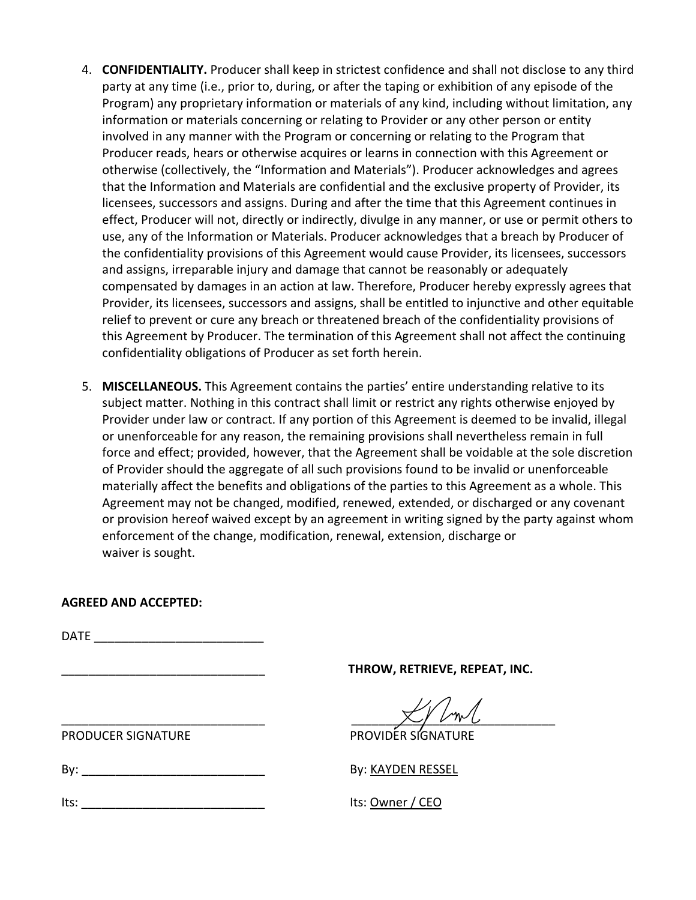4. **CONFIDENTIALITY.** Producer shall keep in strictest confidence and shall not disclose to any third party at any time (i.e., prior to, during, or after the taping or exhibition of any episode of the Program) any proprietary information or materials of any kind, including without limitation, any information or materials concerning or relating to Provider or any other person or entity involved in any manner with the Program or concerning or relating to the Program that Producer reads, hears or otherwise acquires or learns in connection with this Agreement or otherwise (collectively, the "Information and Materials"). Producer acknowledges and agrees that the Information and Materials are confidential and the exclusive property of Provider, its licensees, successors and assigns. During and after the time that this Agreement continues in effect, Producer will not, directly or indirectly, divulge in any manner, or use or permit others to use, any of the Information or Materials. Producer acknowledges that a breach by Producer of the confidentiality provisions of this Agreement would cause Provider, its licensees, successors and assigns, irreparable injury and damage that cannot be reasonably or adequately compensated by damages in an action at law. Therefore, Producer hereby expressly agrees that Provider, its licensees, successors and assigns, shall be entitled to injunctive and other equitable relief to prevent or cure any breach or threatened breach of the confidentiality provisions of this Agreement by Producer. The termination of this Agreement shall not affect the continuing confidentiality obligations of Producer as set forth herein.

5. **MISCELLANEOUS.** This Agreement contains the parties' entire understanding relative to its subject matter. Nothing in this contract shall limit or restrict any rights otherwise enjoyed by Provider under law or contract. If any portion of this Agreement is deemed to be invalid, illegal or unenforceable for any reason, the remaining provisions shall nevertheless remain in full force and effect; provided, however, that the Agreement shall be voidable at the sole discretion of Provider should the aggregate of all such provisions found to be invalid or unenforceable materially affect the benefits and obligations of the parties to this Agreement as a whole. This Agreement may not be changed, modified, renewed, extended, or discharged or any covenant or provision hereof waived except by an agreement in writing signed by the party against whom enforcement of the change, modification, renewal, extension, discharge or waiver is sought.

**AGREED AND ACCEPTED:**

DATE ______________________

| | |
|---|---|
| ______________________________ | **THROW, RETRIEVE, REPEAT, INC.** |
| ______________________________ | ______________________________ |
| PRODUCER SIGNATURE | PROVIDER SIGNATURE |
| By: __________________________ | By: KAYDEN RESSEL |
| Its: __________________________ | Its: Owner / CEO |